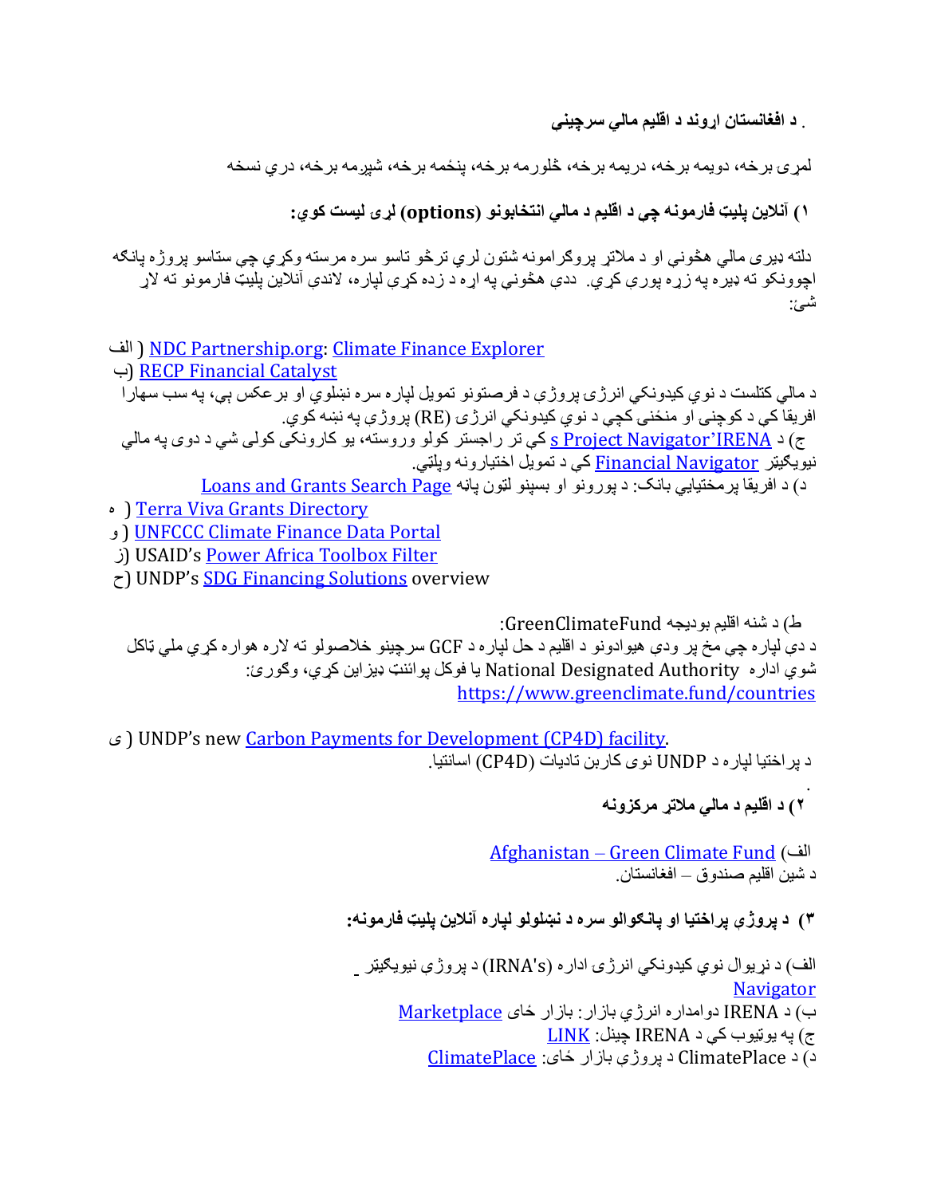**. د افغانستان اړوند د اقلیم مالي سرچینې**

لمړی برخه، دویمه برخه، دریمه برخه، څلورمه برخه، پنځمه برخه، شپږمه برخه، دري نسخه

**۱) آنلاین پلیټ فارمونه چې د اقلیم د مالي انتخابونو (options) لړی لیست کوي:**

دلته ډیری مالي هڅوني او د ملاتړ پروګرامونه شتون لري ترڅو تاسو سره مرسته وکړي چې ستاسو پروژه پانګه اچوونکو ته ډیره په زړه پورې کړي. ددې هڅوني په اړه د زده کړې لپاره، لاندې آنلاین پلیټ فارمونو ته لاړ شئ:

الف ) NDC Partnership.org: Climate Finance Explorer

ب) RECP Financial Catalyst

د مالي کتلست د نوي کیدونکي انرژی پروژې د فرصتونو تمویل لپاره سره نښلوي او برعکس ېې، په سب سهارا افریقا کې د کوچنی او منځنی کچې د نوي کیدونکي انرژی (RE) پروژې په نښه کوي.

ج) د IRENA's Project Navigator کې تر راجستر کولو وروسته، یو کارونکی کولی شي د دوی په مالي نیویګیټر Financial Navigator کې د تمویل اختیارونه وپلټي.

د) د افریقا پرمختیایي بانک: د پورونو او بسپنو لټون پاڼه Loans and Grants Search Page

ه ) Terra Viva Grants Directory

و ) UNFCCC Climate Finance Data Portal

ز) USAID's Power Africa Toolbox Filter

ح) UNDP's SDG Financing Solutions overview

ط) د شنه اقلیم بودیجه GreenClimateFund:

د دې لپاره چې مخ پر ودې هیوادونو د اقلیم د حل لپاره د GCF سرچینو خلاصولو ته لاره هواره کړي ملي ټاکل شوي اداره National Designated Authority یا فوکل پوائنټ ډیزاین کړي، وګورئ:
https://www.greenclimate.fund/countries

ی ) UNDP's new Carbon Payments for Development (CP4D) facility.

د پراختیا لپاره د UNDP نوی کاربن تادیات (CP4D) اسانتیا.

**۲) د اقلیم د مالي ملاتړ مرکزونه**

الف) Afghanistan – Green Climate Fund

د شین اقلیم صندوق – افغانستان.

**۳) د پروژې پراختیا او پانګوالو سره د نښلولو لپاره آنلاین پلیټ فارمونه:**

الف) د نړیوال نوي کیدونکي انرژی اداره (IRNA's) د پروژې نیویګیټر _ Navigator

ب) د IRENA دوامداره انرژي بازار: بازار ځای Marketplace

ج) په یوتیوب کې د IRENA چینل: LINK

د) د ClimatePlace د پروژې بازار ځای: ClimatePlace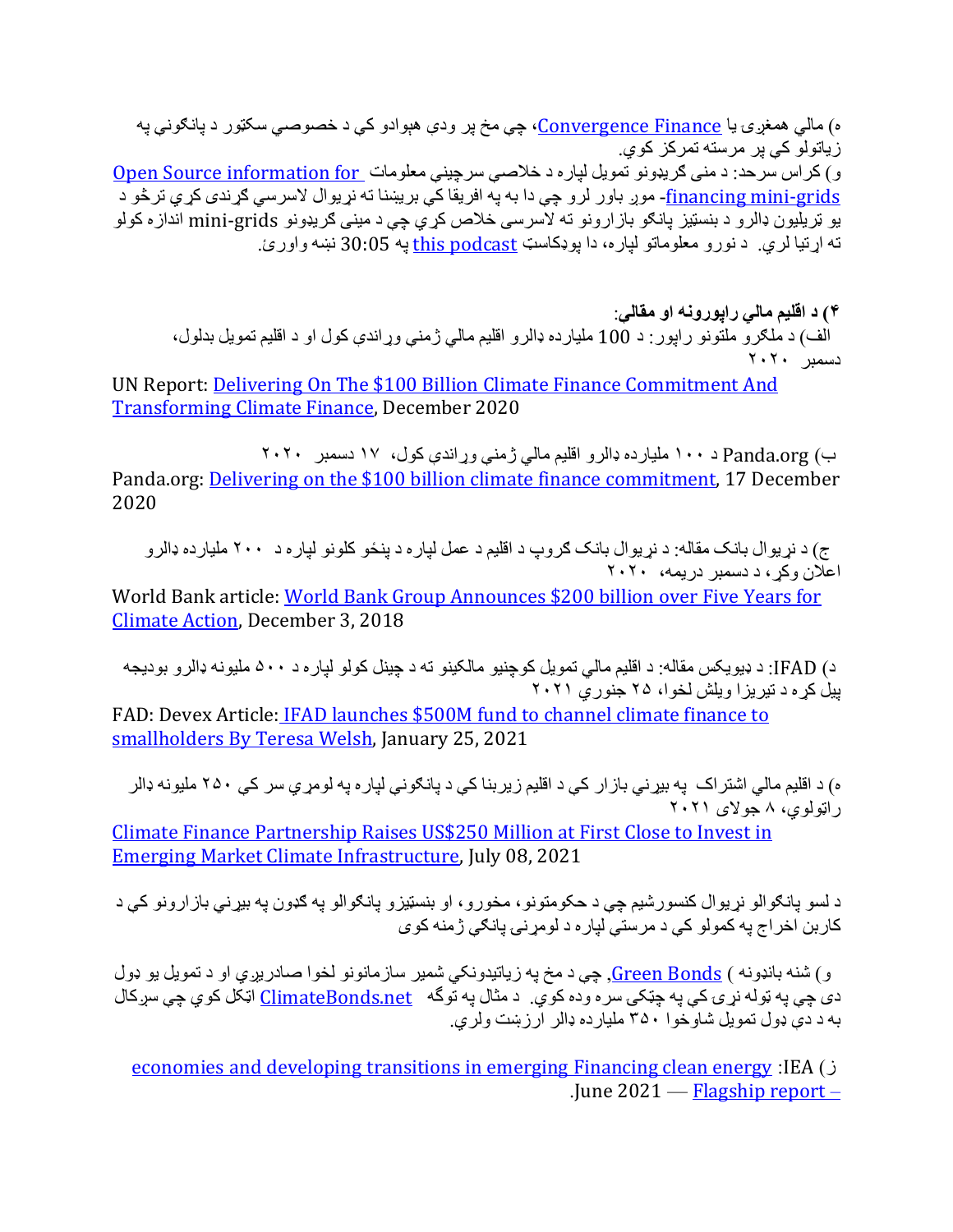ه) مالي همغږی یا [Convergence Finance](#)، چې مخ پر ودې هېوادو کې د خصوصي سکټور د پانګونې په زیاتولو کې پر مرسته تمرکز کوي.

و) کراس سرحد: د منی ګریډونو تمویل لپاره د خلاصې سرچینې معلومات [Open Source information for financing mini-grids](#)- موږ باور لرو چې دا به په افریقا کې برېښنا ته نړیوال لاسرسي ګړندی کړي ترڅو د یو ټریلیون ډالرو د بنسټیز پانګو بازارونو ته لاسرسی خلاص کړي چې د مینی ګریډونو mini-grids اندازه کولو ته اړتیا لري. د نورو معلوماتو لپاره، دا پوډکاسټ [this podcast](#) په 30:05 نښه واورئ.

**۴) د اقلیم مالي راپورونه او مقالې:**

الف) د ملګرو ملتونو راپور: د 100 ملیارده ډالرو اقلیم مالي ژمنې وړاندې کول او د اقلیم تمویل بدلول، دسمبر ۲۰۲۰

UN Report: [Delivering On The $100 Billion Climate Finance Commitment And Transforming Climate Finance](#), December 2020

ب) Panda.org د ۱۰۰ ملیارده ډالرو اقلیم مالي ژمنې وړاندې کول، ۱۷ دسمبر ۲۰۲۰

Panda.org: [Delivering on the $100 billion climate finance commitment](#), 17 December 2020

ج) د نړیوال بانک مقاله: د نړیوال بانک ګروپ د اقلیم د عمل لپاره د پنځو کلونو لپاره د ۲۰۰ ملیارده ډالرو اعلان وکړ، د دسمبر دریمه، ۲۰۲۰

World Bank article: [World Bank Group Announces $200 billion over Five Years for Climate Action](#), December 3, 2018

د) IFAD: د ډیویکس مقاله: د اقلیم مالي تمویل کوچنیو مالکینو ته د چینل کولو لپاره د ۵۰۰ ملیونه ډالرو بودیجه پیل کړه د تیریزا ویلش لخوا، ۲۵ جنوري ۲۰۲۱

FAD: Devex Article: [IFAD launches $500M fund to channel climate finance to smallholders By Teresa Welsh](#), January 25, 2021

ه) د اقلیم مالي اشتراک په بیړني بازار کې د اقلیم زیربنا کې د پانګونې لپاره په لومړي سر کې ۲۵۰ ملیونه ډالر راټولوي، ۸ جولای ۲۰۲۱

[Climate Finance Partnership Raises US$250 Million at First Close to Invest in Emerging Market Climate Infrastructure](#), July 08, 2021

د لسو پانګوالو نړیوال کنسورشیم چې د حکومتونو، مخورو، او بنسټیزو پانګوالو په ګډون په بیړني بازارونو کې د کاربن اخراج په کمولو کې د مرستې لپاره د لومړنی پانګې ژمنه کوی

و) شنه بانډونه ( [Green Bonds](#), چې د مخ په زیاتیدونکي شمیر سازمانونو لخوا صادریږي او د تمویل یو ډول دی چې په ټوله نړۍ کې په چټکۍ سره وده کوي. د مثال په توګه [ClimateBonds.net](#) اټکل کوي چې سږکال به د دې ډول تمویل شاوخوا ۳۵۰ ملیارده ډالر ارزښت ولري.

ز) IEA: [Financing clean energy transitions in emerging and developing economies](#) — [Flagship report –](#) June 2021.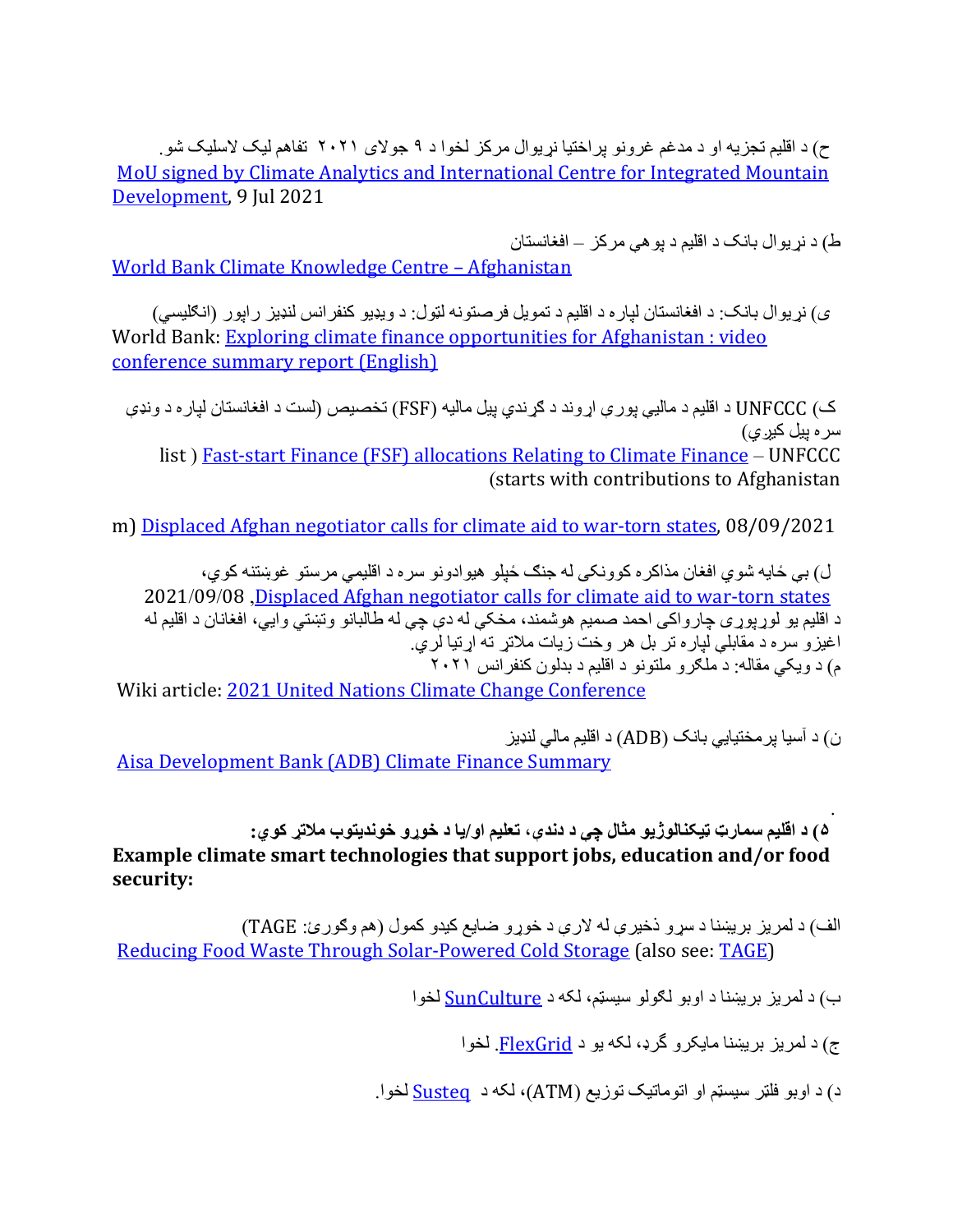ح) د اقلیم تجزیه او د مدغم غرونو پراختیا نړیوال مرکز لخوا د ۹ جولای ۲۰۲۱ تفاهم لیک لاسلیک شو.
[MoU signed by Climate Analytics and International Centre for Integrated Mountain Development](), 9 Jul 2021

ط) د نړیوال بانک د اقلیم د پوهې مرکز – افغانستان
[World Bank Climate Knowledge Centre – Afghanistan]()

ی) نړیوال بانک: د افغانستان لپاره د اقلیم د تمویل فرصتونه لټول: د ویډیو کنفرانس لنډیز راپور (انګلیسي)
World Bank: [Exploring climate finance opportunities for Afghanistan : video conference summary report (English)]()

ک) UNFCCC د اقلیم د مالیي پورې اړوند د ګړندي پیل مالیه (FSF) تخصیص (لست د افغانستان لپاره د ونډې سره پیل کیږي)
list ) [Fast-start Finance (FSF) allocations Relating to Climate Finance]() – UNFCCC (starts with contributions to Afghanistan

m) [Displaced Afghan negotiator calls for climate aid to war-torn states](), 08/09/2021

ل) بې ځایه شوي افغان مذاکره کوونکی له جنګ ځپلو هیوادونو سره د اقلیمي مرستو غوښتنه کوي،
2021/09/08 ,[Displaced Afghan negotiator calls for climate aid to war-torn states]()
د اقلیم یو لوړپوړی چارواکی احمد صمیم هوشمند، مخکې له دې چې له طالبانو وتښتي وایي، افغانان د اقلیم له اغیزو سره د مقابلې لپاره تر بل هر وخت زیات ملاتړ ته اړتیا لري.
م) د ویکي مقاله: د ملګرو ملتونو د اقلیم د بدلون کنفرانس ۲۰۲۱
Wiki article: [2021 United Nations Climate Change Conference]()

ن) د آسیا پرمختیایي بانک (ADB) د اقلیم مالي لنډیز
[Aisa Development Bank (ADB) Climate Finance Summary]()

**۵) د اقلیم سمارټ ټیکنالوژیو مثال چې د دندې، تعلیم او/یا د خوړو خوندیتوب ملاتړ کوي:**
**Example climate smart technologies that support jobs, education and/or food security:**

الف) د لمریز بریښنا د سړو ذخیرې له لارې د خوړو ضایع کیدو کمول (هم وګورئ: TAGE)
[Reducing Food Waste Through Solar-Powered Cold Storage]() (also see: [TAGE]())

ب) د لمریز بریښنا د اوبو لګولو سیستم، لکه د [SunCulture]() لخوا

ج) د لمریز بریښنا مایکرو ګرډ، لکه یو د [FlexGrid](). لخوا

د) د اوبو فلټر سیستم او اتوماتیک توزیع (ATM)، لکه د [Susteq]() لخوا.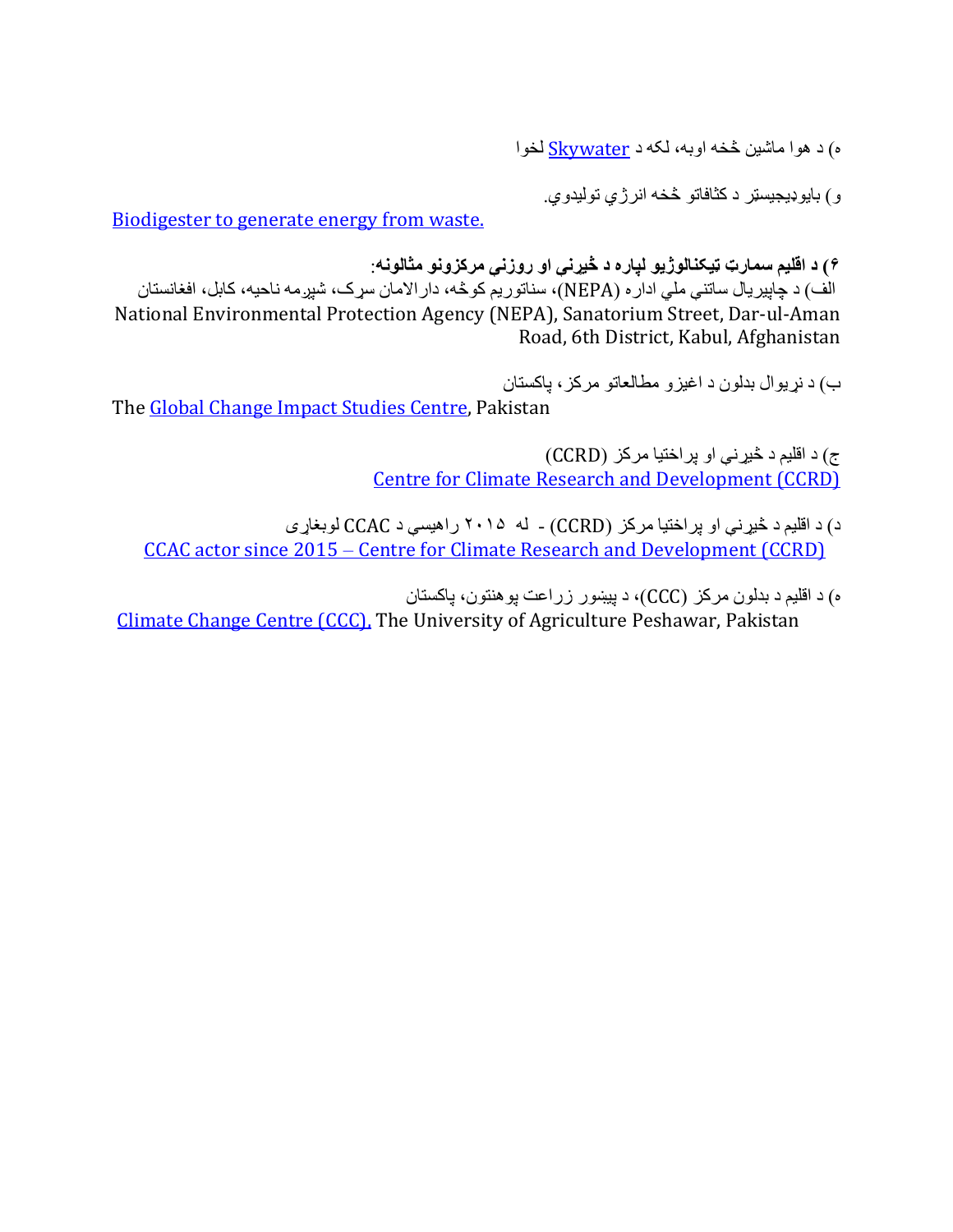ه) د هوا ماشين څخه اوبه، لکه د Skywater لخوا

و) بايوډيجيسټر د کثافاتو څخه انرژي توليدوي.

Biodigester to generate energy from waste.

**۶) د اقليم سمارټ ټيکنالوژيو لپاره د څيړنې او روزنې مرکزونو مثالونه:**

الف) د چاپيريال ساتنې ملي اداره (NEPA)، سناتوريم کوڅه، دارالامان سړک، شپږمه ناحيه، کابل، افغانستان

National Environmental Protection Agency (NEPA), Sanatorium Street, Dar-ul-Aman Road, 6th District, Kabul, Afghanistan

ب) د نړيوال بدلون د اغېزو مطالعاتو مرکز، پاکستان

The Global Change Impact Studies Centre, Pakistan

ج) د اقليم د څېړنې او پراختيا مرکز (CCRD)

Centre for Climate Research and Development (CCRD)

د) د اقليم د څېړنې او پراختيا مرکز (CCRD) - له ۲۰۱۵ راهيسې د CCAC لوبغاړی

CCAC actor since 2015 – Centre for Climate Research and Development (CCRD)

ه) د اقليم د بدلون مرکز (CCC)، د پېښور زراعت پوهنتون، پاکستان

Climate Change Centre (CCC), The University of Agriculture Peshawar, Pakistan